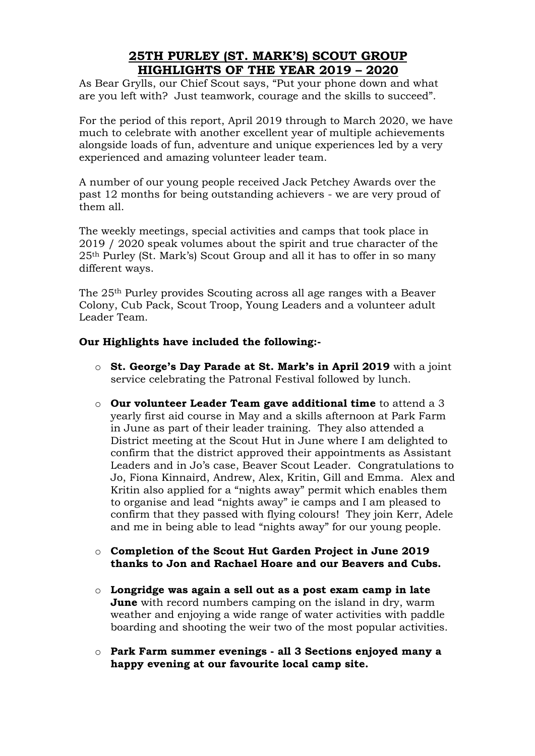# 25TH PURLEY (ST. MARK'S) SCOUT GROUP
# HIGHLIGHTS OF THE YEAR 2019 – 2020

As Bear Grylls, our Chief Scout says, "Put your phone down and what are you left with? Just teamwork, courage and the skills to succeed".

For the period of this report, April 2019 through to March 2020, we have much to celebrate with another excellent year of multiple achievements alongside loads of fun, adventure and unique experiences led by a very experienced and amazing volunteer leader team.

A number of our young people received Jack Petchey Awards over the past 12 months for being outstanding achievers - we are very proud of them all.

The weekly meetings, special activities and camps that took place in 2019 / 2020 speak volumes about the spirit and true character of the 25th Purley (St. Mark's) Scout Group and all it has to offer in so many different ways.

The 25th Purley provides Scouting across all age ranges with a Beaver Colony, Cub Pack, Scout Troop, Young Leaders and a volunteer adult Leader Team.

**Our Highlights have included the following:-**

- **St. George's Day Parade at St. Mark's in April 2019** with a joint service celebrating the Patronal Festival followed by lunch.

- **Our volunteer Leader Team gave additional time** to attend a 3 yearly first aid course in May and a skills afternoon at Park Farm in June as part of their leader training. They also attended a District meeting at the Scout Hut in June where I am delighted to confirm that the district approved their appointments as Assistant Leaders and in Jo's case, Beaver Scout Leader. Congratulations to Jo, Fiona Kinnaird, Andrew, Alex, Kritin, Gill and Emma. Alex and Kritin also applied for a "nights away" permit which enables them to organise and lead "nights away" ie camps and I am pleased to confirm that they passed with flying colours! They join Kerr, Adele and me in being able to lead "nights away" for our young people.

- **Completion of the Scout Hut Garden Project in June 2019 thanks to Jon and Rachael Hoare and our Beavers and Cubs.**

- **Longridge was again a sell out as a post exam camp in late June** with record numbers camping on the island in dry, warm weather and enjoying a wide range of water activities with paddle boarding and shooting the weir two of the most popular activities.

- **Park Farm summer evenings - all 3 Sections enjoyed many a happy evening at our favourite local camp site.**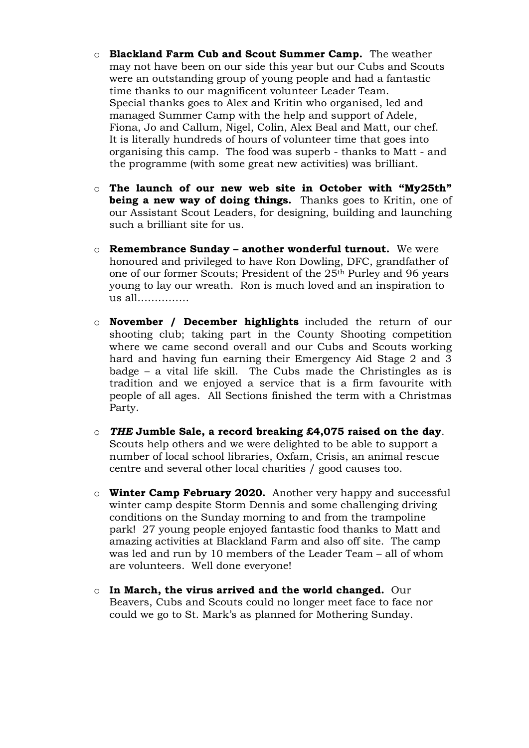- **Blackland Farm Cub and Scout Summer Camp.** The weather may not have been on our side this year but our Cubs and Scouts were an outstanding group of young people and had a fantastic time thanks to our magnificent volunteer Leader Team. Special thanks goes to Alex and Kritin who organised, led and managed Summer Camp with the help and support of Adele, Fiona, Jo and Callum, Nigel, Colin, Alex Beal and Matt, our chef. It is literally hundreds of hours of volunteer time that goes into organising this camp. The food was superb - thanks to Matt - and the programme (with some great new activities) was brilliant.

- **The launch of our new web site in October with "My25th" being a new way of doing things.** Thanks goes to Kritin, one of our Assistant Scout Leaders, for designing, building and launching such a brilliant site for us.

- **Remembrance Sunday – another wonderful turnout.** We were honoured and privileged to have Ron Dowling, DFC, grandfather of one of our former Scouts; President of the 25th Purley and 96 years young to lay our wreath. Ron is much loved and an inspiration to us all……………

- **November / December highlights** included the return of our shooting club; taking part in the County Shooting competition where we came second overall and our Cubs and Scouts working hard and having fun earning their Emergency Aid Stage 2 and 3 badge – a vital life skill. The Cubs made the Christingles as is tradition and we enjoyed a service that is a firm favourite with people of all ages. All Sections finished the term with a Christmas Party.

- ***THE* Jumble Sale, a record breaking £4,075 raised on the day**. Scouts help others and we were delighted to be able to support a number of local school libraries, Oxfam, Crisis, an animal rescue centre and several other local charities / good causes too.

- **Winter Camp February 2020.** Another very happy and successful winter camp despite Storm Dennis and some challenging driving conditions on the Sunday morning to and from the trampoline park! 27 young people enjoyed fantastic food thanks to Matt and amazing activities at Blackland Farm and also off site. The camp was led and run by 10 members of the Leader Team – all of whom are volunteers. Well done everyone!

- **In March, the virus arrived and the world changed.** Our Beavers, Cubs and Scouts could no longer meet face to face nor could we go to St. Mark's as planned for Mothering Sunday.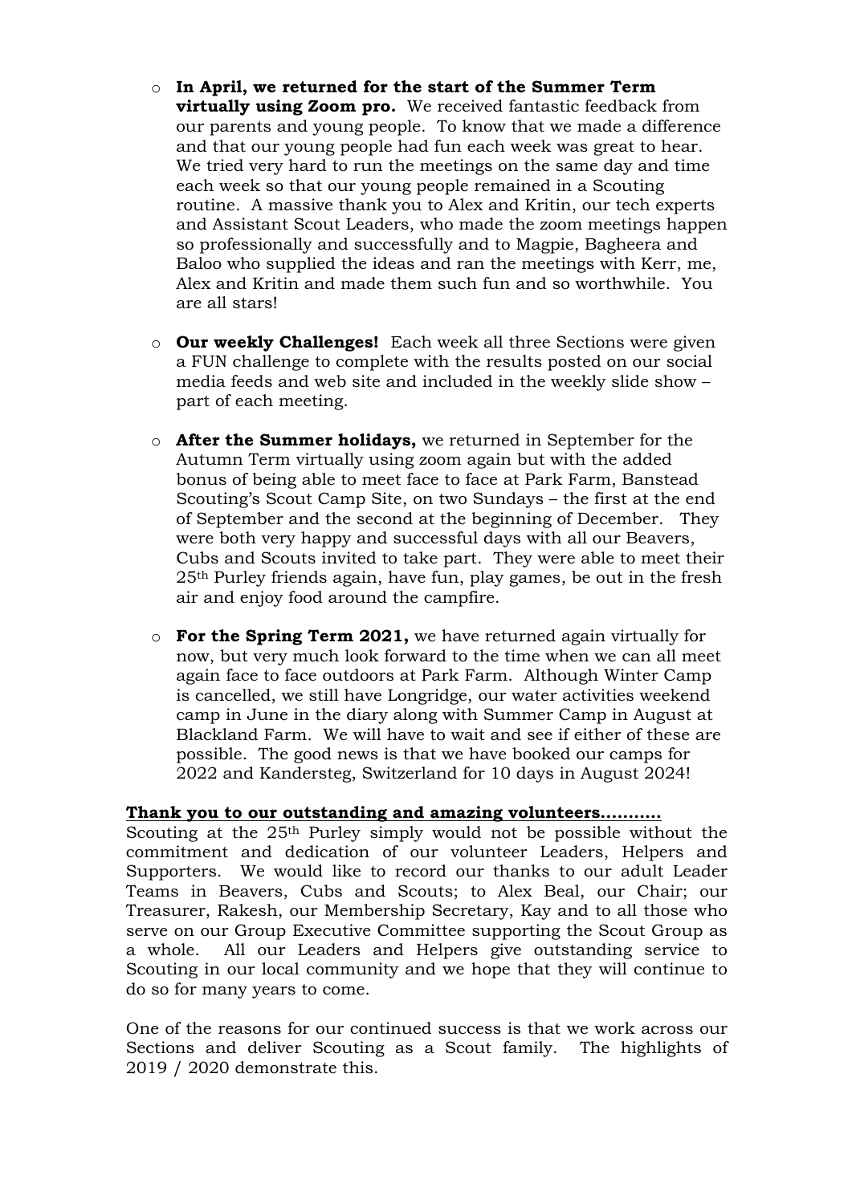- **In April, we returned for the start of the Summer Term virtually using Zoom pro.** We received fantastic feedback from our parents and young people. To know that we made a difference and that our young people had fun each week was great to hear. We tried very hard to run the meetings on the same day and time each week so that our young people remained in a Scouting routine. A massive thank you to Alex and Kritin, our tech experts and Assistant Scout Leaders, who made the zoom meetings happen so professionally and successfully and to Magpie, Bagheera and Baloo who supplied the ideas and ran the meetings with Kerr, me, Alex and Kritin and made them such fun and so worthwhile. You are all stars!

- **Our weekly Challenges!** Each week all three Sections were given a FUN challenge to complete with the results posted on our social media feeds and web site and included in the weekly slide show – part of each meeting.

- **After the Summer holidays,** we returned in September for the Autumn Term virtually using zoom again but with the added bonus of being able to meet face to face at Park Farm, Banstead Scouting's Scout Camp Site, on two Sundays – the first at the end of September and the second at the beginning of December. They were both very happy and successful days with all our Beavers, Cubs and Scouts invited to take part. They were able to meet their 25th Purley friends again, have fun, play games, be out in the fresh air and enjoy food around the campfire.

- **For the Spring Term 2021,** we have returned again virtually for now, but very much look forward to the time when we can all meet again face to face outdoors at Park Farm. Although Winter Camp is cancelled, we still have Longridge, our water activities weekend camp in June in the diary along with Summer Camp in August at Blackland Farm. We will have to wait and see if either of these are possible. The good news is that we have booked our camps for 2022 and Kandersteg, Switzerland for 10 days in August 2024!

**Thank you to our outstanding and amazing volunteers………..**

Scouting at the 25th Purley simply would not be possible without the commitment and dedication of our volunteer Leaders, Helpers and Supporters. We would like to record our thanks to our adult Leader Teams in Beavers, Cubs and Scouts; to Alex Beal, our Chair; our Treasurer, Rakesh, our Membership Secretary, Kay and to all those who serve on our Group Executive Committee supporting the Scout Group as a whole. All our Leaders and Helpers give outstanding service to Scouting in our local community and we hope that they will continue to do so for many years to come.

One of the reasons for our continued success is that we work across our Sections and deliver Scouting as a Scout family. The highlights of 2019 / 2020 demonstrate this.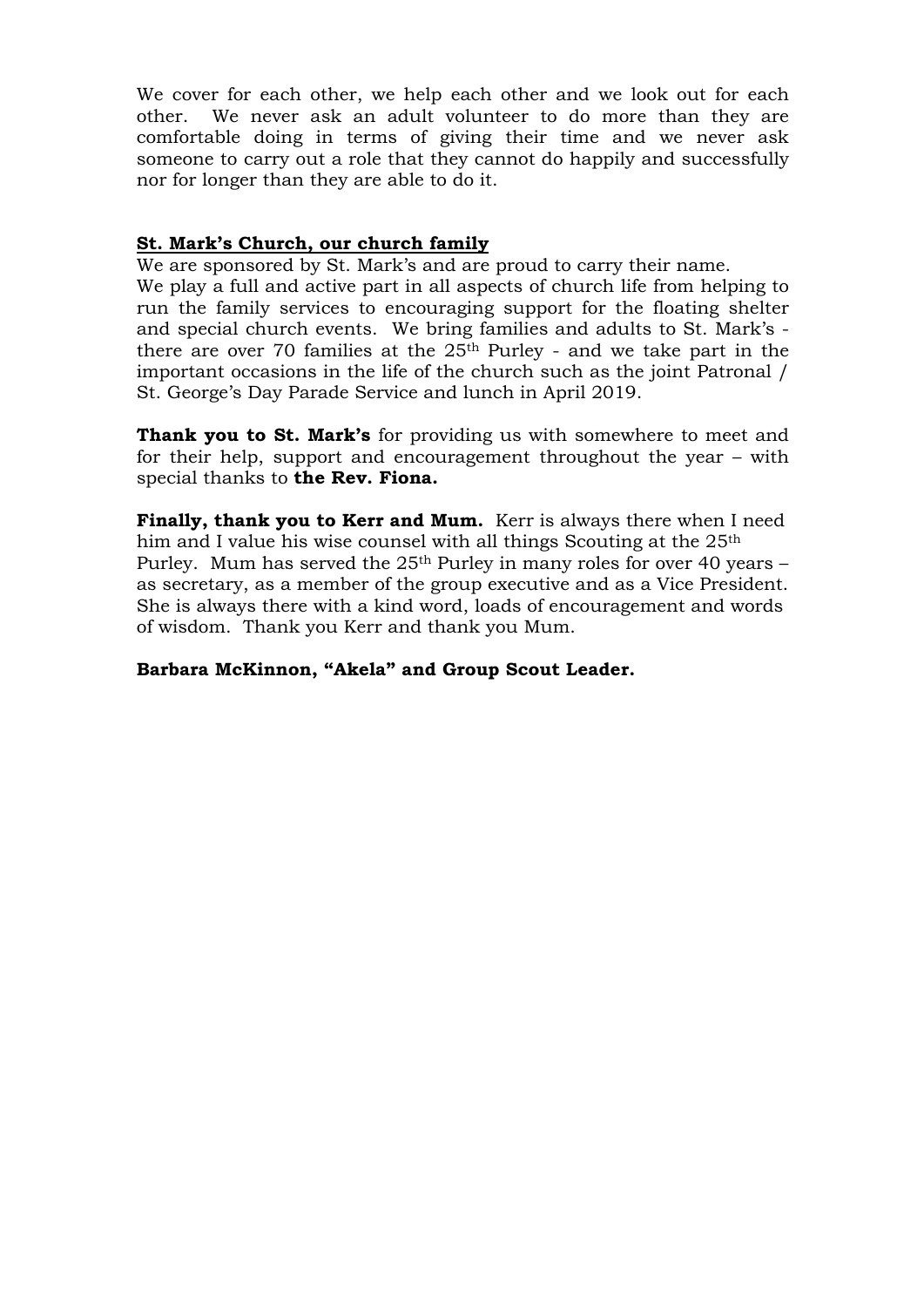We cover for each other, we help each other and we look out for each other. We never ask an adult volunteer to do more than they are comfortable doing in terms of giving their time and we never ask someone to carry out a role that they cannot do happily and successfully nor for longer than they are able to do it.

**St. Mark's Church, our church family**

We are sponsored by St. Mark's and are proud to carry their name.
We play a full and active part in all aspects of church life from helping to run the family services to encouraging support for the floating shelter and special church events. We bring families and adults to St. Mark's - there are over 70 families at the 25th Purley - and we take part in the important occasions in the life of the church such as the joint Patronal / St. George's Day Parade Service and lunch in April 2019.

**Thank you to St. Mark's** for providing us with somewhere to meet and for their help, support and encouragement throughout the year – with special thanks to **the Rev. Fiona.**

**Finally, thank you to Kerr and Mum.** Kerr is always there when I need him and I value his wise counsel with all things Scouting at the 25th Purley. Mum has served the 25th Purley in many roles for over 40 years – as secretary, as a member of the group executive and as a Vice President. She is always there with a kind word, loads of encouragement and words of wisdom. Thank you Kerr and thank you Mum.

**Barbara McKinnon, "Akela" and Group Scout Leader.**